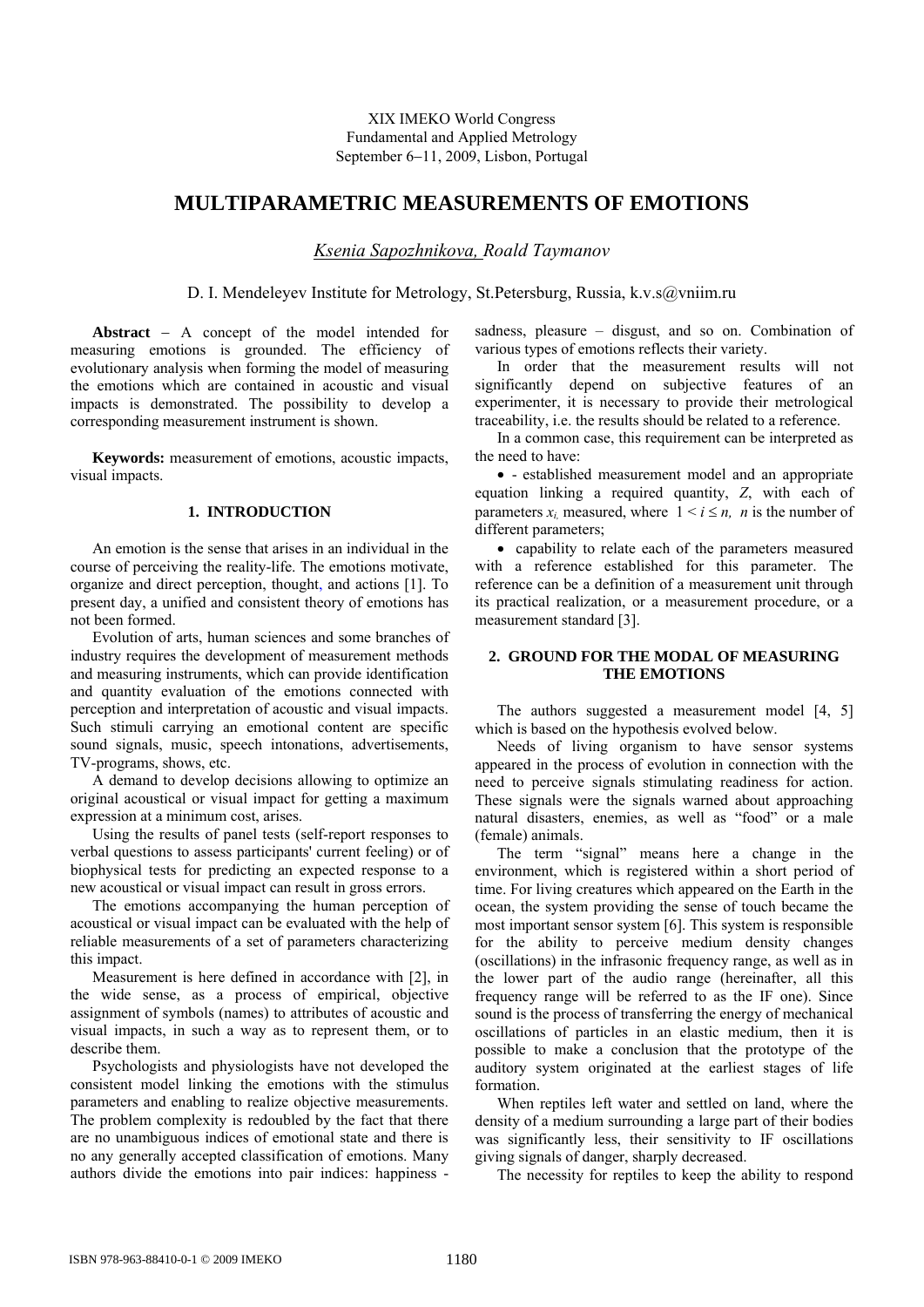XIX IMEKO World Congress
Fundamental and Applied Metrology
September 6–11, 2009, Lisbon, Portugal

# MULTIPARAMETRIC MEASUREMENTS OF EMOTIONS

*Ksenia Sapozhnikova, Roald Taymanov*

D. I. Mendeleyev Institute for Metrology, St.Petersburg, Russia, k.v.s@vniim.ru

**Abstract** – A concept of the model intended for measuring emotions is grounded. The efficiency of evolutionary analysis when forming the model of measuring the emotions which are contained in acoustic and visual impacts is demonstrated. The possibility to develop a corresponding measurement instrument is shown.

**Keywords:** measurement of emotions, acoustic impacts, visual impacts.

## 1. INTRODUCTION

An emotion is the sense that arises in an individual in the course of perceiving the reality-life. The emotions motivate, organize and direct perception, thought, and actions [1]. To present day, a unified and consistent theory of emotions has not been formed.

Evolution of arts, human sciences and some branches of industry requires the development of measurement methods and measuring instruments, which can provide identification and quantity evaluation of the emotions connected with perception and interpretation of acoustic and visual impacts. Such stimuli carrying an emotional content are specific sound signals, music, speech intonations, advertisements, TV-programs, shows, etc.

A demand to develop decisions allowing to optimize an original acoustical or visual impact for getting a maximum expression at a minimum cost, arises.

Using the results of panel tests (self-report responses to verbal questions to assess participants' current feeling) or of biophysical tests for predicting an expected response to a new acoustical or visual impact can result in gross errors.

The emotions accompanying the human perception of acoustical or visual impact can be evaluated with the help of reliable measurements of a set of parameters characterizing this impact.

Measurement is here defined in accordance with [2], in the wide sense, as a process of empirical, objective assignment of symbols (names) to attributes of acoustic and visual impacts, in such a way as to represent them, or to describe them.

Psychologists and physiologists have not developed the consistent model linking the emotions with the stimulus parameters and enabling to realize objective measurements. The problem complexity is redoubled by the fact that there are no unambiguous indices of emotional state and there is no any generally accepted classification of emotions. Many authors divide the emotions into pair indices: happiness - sadness, pleasure – disgust, and so on. Combination of various types of emotions reflects their variety.

In order that the measurement results will not significantly depend on subjective features of an experimenter, it is necessary to provide their metrological traceability, i.e. the results should be related to a reference.

In a common case, this requirement can be interpreted as the need to have:

- - established measurement model and an appropriate equation linking a required quantity, $Z$, with each of parameters $x_i$, measured, where $1 < i \leq n$, $n$ is the number of different parameters;
- capability to relate each of the parameters measured with a reference established for this parameter. The reference can be a definition of a measurement unit through its practical realization, or a measurement procedure, or a measurement standard [3].

## 2. GROUND FOR THE MODAL OF MEASURING THE EMOTIONS

The authors suggested a measurement model [4, 5] which is based on the hypothesis evolved below.

Needs of living organism to have sensor systems appeared in the process of evolution in connection with the need to perceive signals stimulating readiness for action. These signals were the signals warned about approaching natural disasters, enemies, as well as "food" or a male (female) animals.

The term "signal" means here a change in the environment, which is registered within a short period of time. For living creatures which appeared on the Earth in the ocean, the system providing the sense of touch became the most important sensor system [6]. This system is responsible for the ability to perceive medium density changes (oscillations) in the infrasonic frequency range, as well as in the lower part of the audio range (hereinafter, all this frequency range will be referred to as the IF one). Since sound is the process of transferring the energy of mechanical oscillations of particles in an elastic medium, then it is possible to make a conclusion that the prototype of the auditory system originated at the earliest stages of life formation.

When reptiles left water and settled on land, where the density of a medium surrounding a large part of their bodies was significantly less, their sensitivity to IF oscillations giving signals of danger, sharply decreased.

The necessity for reptiles to keep the ability to respond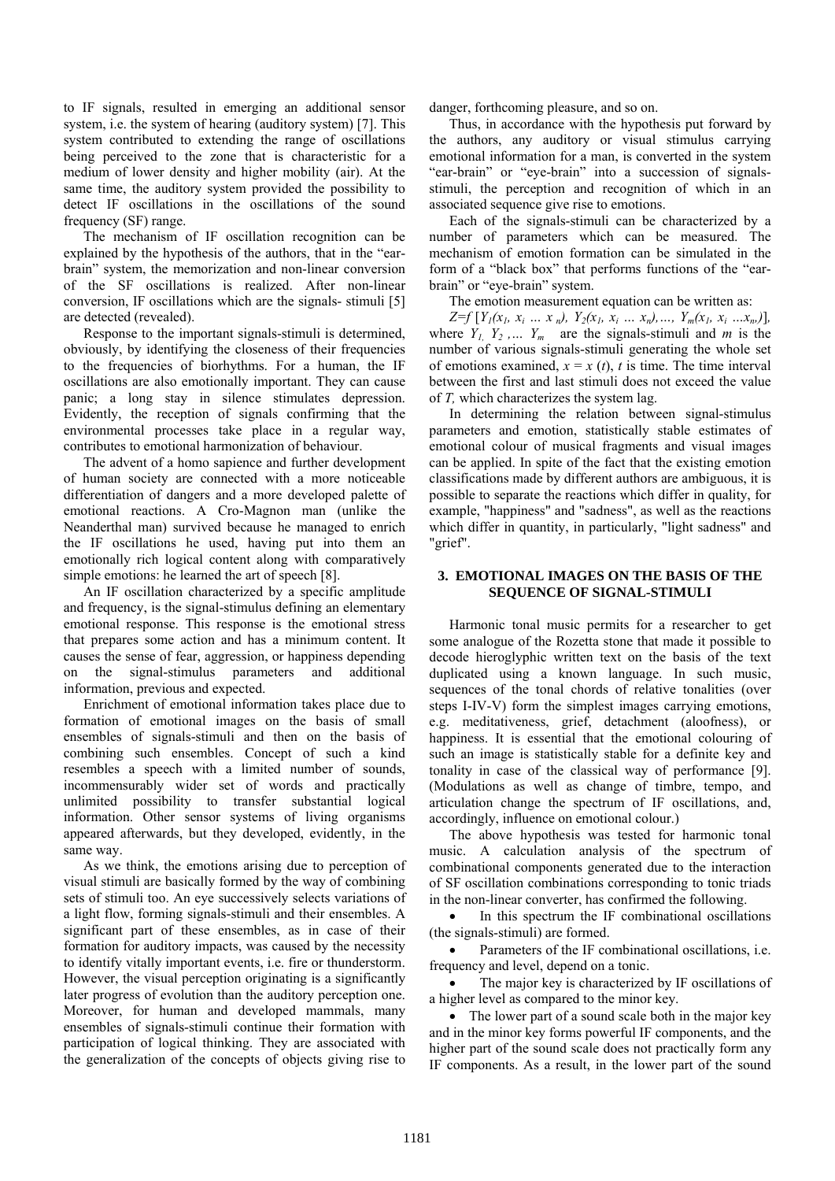to IF signals, resulted in emerging an additional sensor system, i.e. the system of hearing (auditory system) [7]. This system contributed to extending the range of oscillations being perceived to the zone that is characteristic for a medium of lower density and higher mobility (air). At the same time, the auditory system provided the possibility to detect IF oscillations in the oscillations of the sound frequency (SF) range.

The mechanism of IF oscillation recognition can be explained by the hypothesis of the authors, that in the "ear-brain" system, the memorization and non-linear conversion of the SF oscillations is realized. After non-linear conversion, IF oscillations which are the signals- stimuli [5] are detected (revealed).

Response to the important signals-stimuli is determined, obviously, by identifying the closeness of their frequencies to the frequencies of biorhythms. For a human, the IF oscillations are also emotionally important. They can cause panic; a long stay in silence stimulates depression. Evidently, the reception of signals confirming that the environmental processes take place in a regular way, contributes to emotional harmonization of behaviour.

The advent of a homo sapience and further development of human society are connected with a more noticeable differentiation of dangers and a more developed palette of emotional reactions. A Cro-Magnon man (unlike the Neanderthal man) survived because he managed to enrich the IF oscillations he used, having put into them an emotionally rich logical content along with comparatively simple emotions: he learned the art of speech [8].

An IF oscillation characterized by a specific amplitude and frequency, is the signal-stimulus defining an elementary emotional response. This response is the emotional stress that prepares some action and has a minimum content. It causes the sense of fear, aggression, or happiness depending on the signal-stimulus parameters and additional information, previous and expected.

Enrichment of emotional information takes place due to formation of emotional images on the basis of small ensembles of signals-stimuli and then on the basis of combining such ensembles. Concept of such a kind resembles a speech with a limited number of sounds, incommensurably wider set of words and practically unlimited possibility to transfer substantial logical information. Other sensor systems of living organisms appeared afterwards, but they developed, evidently, in the same way.

As we think, the emotions arising due to perception of visual stimuli are basically formed by the way of combining sets of stimuli too. An eye successively selects variations of a light flow, forming signals-stimuli and their ensembles. A significant part of these ensembles, as in case of their formation for auditory impacts, was caused by the necessity to identify vitally important events, i.e. fire or thunderstorm. However, the visual perception originating is a significantly later progress of evolution than the auditory perception one. Moreover, for human and developed mammals, many ensembles of signals-stimuli continue their formation with participation of logical thinking. They are associated with the generalization of the concepts of objects giving rise to danger, forthcoming pleasure, and so on.

Thus, in accordance with the hypothesis put forward by the authors, any auditory or visual stimulus carrying emotional information for a man, is converted in the system "ear-brain" or "eye-brain" into a succession of signals-stimuli, the perception and recognition of which in an associated sequence give rise to emotions.

Each of the signals-stimuli can be characterized by a number of parameters which can be measured. The mechanism of emotion formation can be simulated in the form of a "black box" that performs functions of the "ear-brain" or "eye-brain" system.

The emotion measurement equation can be written as:

$$Z=f\,[Y_1(x_1,\, x_i\, \ldots\, x_n),\; Y_2(x_1,\, x_i\, \ldots\, x_n), \ldots,\; Y_m(x_1,\, x_i\, \ldots x_n)],$$

where $Y_1, Y_2, \ldots Y_m$ are the signals-stimuli and $m$ is the number of various signals-stimuli generating the whole set of emotions examined, $x = x(t)$, $t$ is time. The time interval between the first and last stimuli does not exceed the value of $T$, which characterizes the system lag.

In determining the relation between signal-stimulus parameters and emotion, statistically stable estimates of emotional colour of musical fragments and visual images can be applied. In spite of the fact that the existing emotion classifications made by different authors are ambiguous, it is possible to separate the reactions which differ in quality, for example, "happiness" and "sadness", as well as the reactions which differ in quantity, in particularly, "light sadness" and "grief".

## 3. EMOTIONAL IMAGES ON THE BASIS OF THE SEQUENCE OF SIGNAL-STIMULI

Harmonic tonal music permits for a researcher to get some analogue of the Rozetta stone that made it possible to decode hieroglyphic written text on the basis of the text duplicated using a known language. In such music, sequences of the tonal chords of relative tonalities (over steps I-IV-V) form the simplest images carrying emotions, e.g. meditativeness, grief, detachment (aloofness), or happiness. It is essential that the emotional colouring of such an image is statistically stable for a definite key and tonality in case of the classical way of performance [9]. (Modulations as well as change of timbre, tempo, and articulation change the spectrum of IF oscillations, and, accordingly, influence on emotional colour.)

The above hypothesis was tested for harmonic tonal music. A calculation analysis of the spectrum of combinational components generated due to the interaction of SF oscillation combinations corresponding to tonic triads in the non-linear converter, has confirmed the following.

- In this spectrum the IF combinational oscillations (the signals-stimuli) are formed.
- Parameters of the IF combinational oscillations, i.e. frequency and level, depend on a tonic.
- The major key is characterized by IF oscillations of a higher level as compared to the minor key.
- The lower part of a sound scale both in the major key and in the minor key forms powerful IF components, and the higher part of the sound scale does not practically form any IF components. As a result, in the lower part of the sound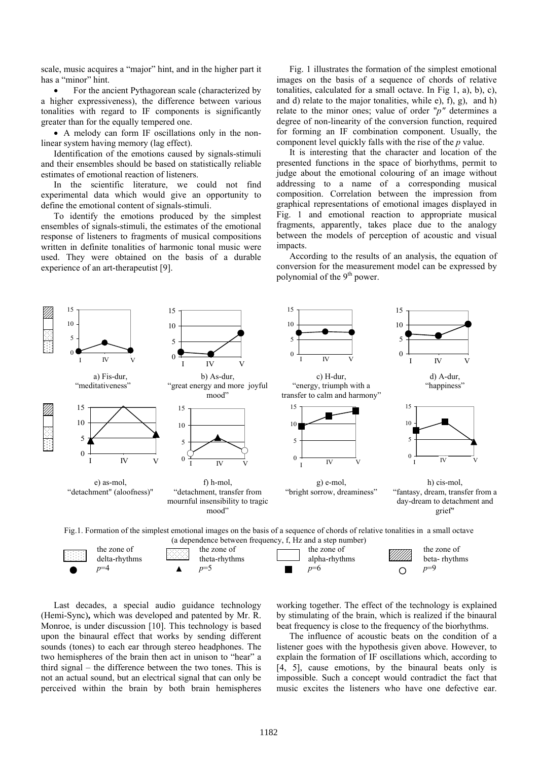scale, music acquires a "major" hint, and in the higher part it has a "minor" hint.

- For the ancient Pythagorean scale (characterized by a higher expressiveness), the difference between various tonalities with regard to IF components is significantly greater than for the equally tempered one.
- A melody can form IF oscillations only in the non-linear system having memory (lag effect).

Identification of the emotions caused by signals-stimuli and their ensembles should be based on statistically reliable estimates of emotional reaction of listeners.

In the scientific literature, we could not find experimental data which would give an opportunity to define the emotional content of signals-stimuli.

To identify the emotions produced by the simplest ensembles of signals-stimuli, the estimates of the emotional response of listeners to fragments of musical compositions written in definite tonalities of harmonic tonal music were used. They were obtained on the basis of a durable experience of an art-therapeutist [9].

Fig. 1 illustrates the formation of the simplest emotional images on the basis of a sequence of chords of relative tonalities, calculated for a small octave. In Fig 1, a), b), c), and d) relate to the major tonalities, while e), f), g), and h) relate to the minor ones; value of order "$p$" determines a degree of non-linearity of the conversion function, required for forming an IF combination component. Usually, the component level quickly falls with the rise of the $p$ value.

It is interesting that the character and location of the presented functions in the space of biorhythms, permit to judge about the emotional colouring of an image without addressing to a name of a corresponding musical composition. Correlation between the impression from graphical representations of emotional images displayed in Fig. 1 and emotional reaction to appropriate musical fragments, apparently, takes place due to the analogy between the models of perception of acoustic and visual impacts.

According to the results of an analysis, the equation of conversion for the measurement model can be expressed by polynomial of the 9[th] power.

a) Fis-dur, "meditativeness" b) As-dur, "great energy and more joyful mood" c) H-dur, "energy, triumph with a transfer to calm and harmony" d) A-dur, "happiness"

e) as-mol, "detachment" (aloofness)" f) h-mol, "detachment, transfer from mournful insensibility to tragic mood" g) e-mol, "bright sorrow, dreaminess" h) cis-mol, "fantasy, dream, transfer from a day-dream to detachment and grief"

Fig.1. Formation of the simplest emotional images on the basis of a sequence of chords of relative tonalities in a small octave (a dependence between frequency, f, Hz and a step number)

the zone of delta-rhythms; the zone of theta-rhythms; the zone of alpha-rhythms; the zone of beta- rhythms; ● $p$=4; ▲ $p$=5; ■ $p$=6; ○ $p$=9

Last decades, a special audio guidance technology (Hemi-Sync), which was developed and patented by Mr. R. Monroe, is under discussion [10]. This technology is based upon the binaural effect that works by sending different sounds (tones) to each ear through stereo headphones. The two hemispheres of the brain then act in unison to "hear" a third signal – the difference between the two tones. This is not an actual sound, but an electrical signal that can only be perceived within the brain by both brain hemispheres working together. The effect of the technology is explained by stimulating of the brain, which is realized if the binaural beat frequency is close to the frequency of the biorhythms.

The influence of acoustic beats on the condition of a listener goes with the hypothesis given above. However, to explain the formation of IF oscillations which, according to [4, 5], cause emotions, by the binaural beats only is impossible. Such a concept would contradict the fact that music excites the listeners who have one defective ear.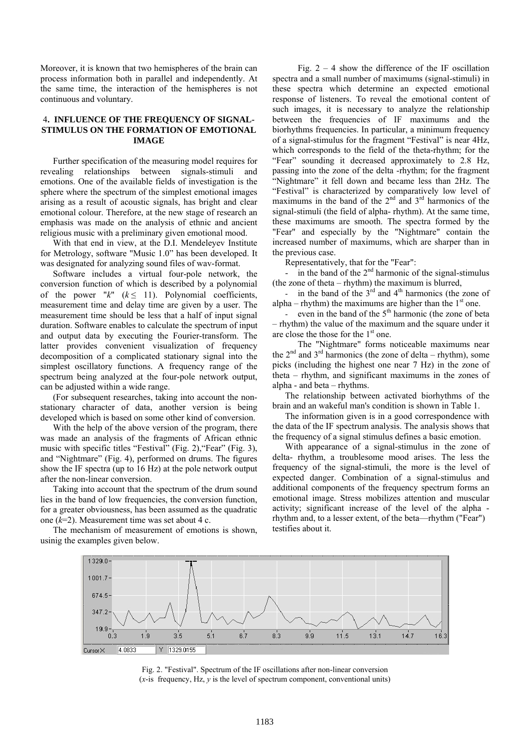Moreover, it is known that two hemispheres of the brain can process information both in parallel and independently. At the same time, the interaction of the hemispheres is not continuous and voluntary.

## 4. INFLUENCE OF THE FREQUENCY OF SIGNAL-STIMULUS ON THE FORMATION OF EMOTIONAL IMAGE

Further specification of the measuring model requires for revealing relationships between signals-stimuli and emotions. One of the available fields of investigation is the sphere where the spectrum of the simplest emotional images arising as a result of acoustic signals, has bright and clear emotional colour. Therefore, at the new stage of research an emphasis was made on the analysis of ethnic and ancient religious music with a preliminary given emotional mood.

With that end in view, at the D.I. Mendeleyev Institute for Metrology, software "Music 1.0" has been developed. It was designated for analyzing sound files of wav-format.

Software includes a virtual four-pole network, the conversion function of which is described by a polynomial of the power "$k$" ($k \leq 11$). Polynomial coefficients, measurement time and delay time are given by a user. The measurement time should be less that a half of input signal duration. Software enables to calculate the spectrum of input and output data by executing the Fourier-transform. The latter provides convenient visualization of frequency decomposition of a complicated stationary signal into the simplest oscillatory functions. A frequency range of the spectrum being analyzed at the four-pole network output, can be adjusted within a wide range.

(For subsequent researches, taking into account the non-stationary character of data, another version is being developed which is based on some other kind of conversion.

With the help of the above version of the program, there was made an analysis of the fragments of African ethnic music with specific titles "Festival" (Fig. 2),"Fear" (Fig. 3), and "Nightmare" (Fig. 4), performed on drums. The figures show the IF spectra (up to 16 Hz) at the pole network output after the non-linear conversion.

Taking into account that the spectrum of the drum sound lies in the band of low frequencies, the conversion function, for a greater obviousness, has been assumed as the quadratic one ($k$=2). Measurement time was set about 4 c.

The mechanism of measurement of emotions is shown, usinig the examples given below.

Fig. 2 – 4 show the difference of the IF oscillation spectra and a small number of maximums (signal-stimuli) in these spectra which determine an expected emotional response of listeners. To reveal the emotional content of such images, it is necessary to analyze the relationship between the frequencies of IF maximums and the biorhythms frequencies. In particular, a minimum frequency of a signal-stimulus for the fragment "Festival" is near 4Hz, which corresponds to the field of the theta-rhythm; for the "Fear" sounding it decreased approximately to 2.8 Hz, passing into the zone of the delta -rhythm; for the fragment "Nightmare" it fell down and became less than 2Hz. The "Festival" is characterized by comparatively low level of maximums in the band of the 2nd and 3rd harmonics of the signal-stimuli (the field of alpha- rhythm). At the same time, these maximums are smooth. The spectra formed by the "Fear" and especially by the "Nightmare" contain the increased number of maximums, which are sharper than in the previous case.

Representatively, that for the "Fear":

- in the band of the 2nd harmonic of the signal-stimulus (the zone of theta – rhythm) the maximum is blurred,
- in the band of the 3rd and 4th harmonics (the zone of alpha – rhythm) the maximums are higher than the 1st one.
- even in the band of the 5th harmonic (the zone of beta – rhythm) the value of the maximum and the square under it are close the those for the 1st one.

The "Nightmare" forms noticeable maximums near the 2nd and 3rd harmonics (the zone of delta – rhythm), some picks (including the highest one near 7 Hz) in the zone of theta – rhythm, and significant maximums in the zones of alpha - and beta – rhythms.

The relationship between activated biorhythms of the brain and an wakeful man's condition is shown in Table 1.

The information given is in a good correspondence with the data of the IF spectrum analysis. The analysis shows that the frequency of a signal stimulus defines a basic emotion.

With appearance of a signal-stimulus in the zone of delta- rhythm, a troublesome mood arises. The less the frequency of the signal-stimuli, the more is the level of expected danger. Combination of a signal-stimulus and additional components of the frequency spectrum forms an emotional image. Stress mobilizes attention and muscular activity; significant increase of the level of the alpha - rhythm and, to a lesser extent, of the beta—rhythm ("Fear") testifies about it.

Fig. 2. "Festival". Spectrum of the IF oscillations after non-linear conversion ($x$-is frequency, Hz, $y$ is the level of spectrum component, conventional units)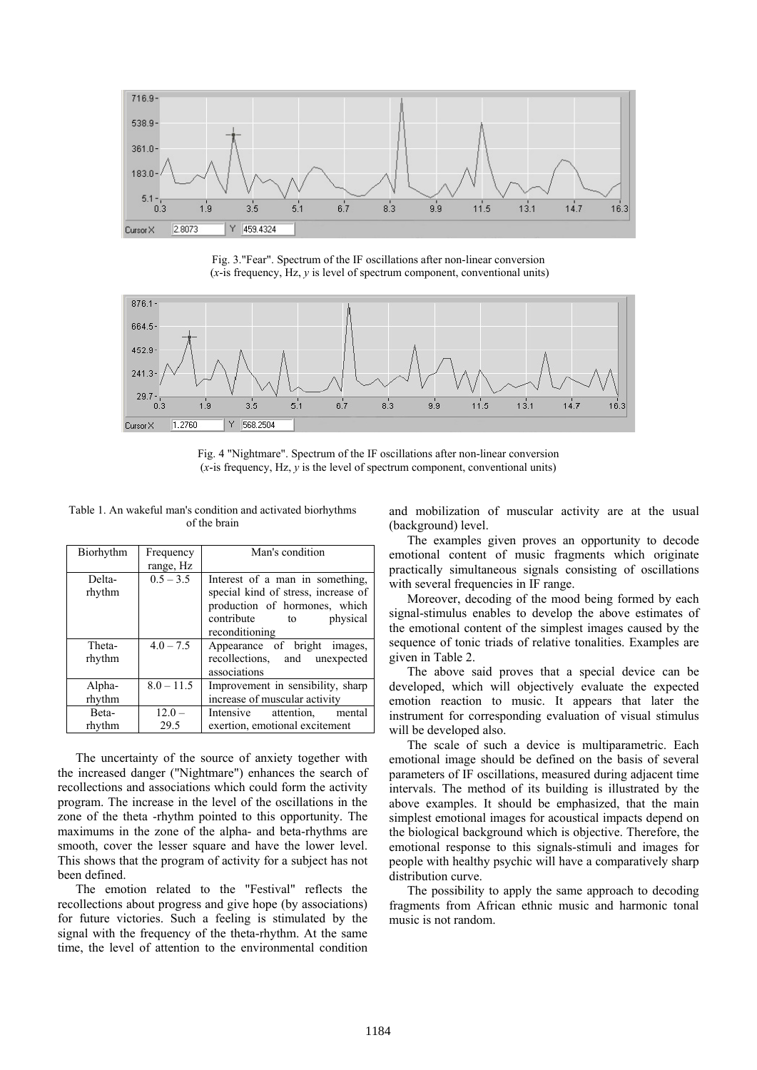Fig. 3."Fear". Spectrum of the IF oscillations after non-linear conversion
(*x*-is frequency, Hz, *y* is level of spectrum component, conventional units)

Fig. 4 "Nightmare". Spectrum of the IF oscillations after non-linear conversion
(*x*-is frequency, Hz, *y* is the level of spectrum component, conventional units)

Table 1. An wakeful man's condition and activated biorhythms of the brain

| Biorhythm | Frequency range, Hz | Man's condition |
|---|---|---|
| Delta-rhythm | 0.5 – 3.5 | Interest of a man in something, special kind of stress, increase of production of hormones, which contribute to physical reconditioning |
| Theta-rhythm | 4.0 – 7.5 | Appearance of bright images, recollections, and unexpected associations |
| Alpha-rhythm | 8.0 – 11.5 | Improvement in sensibility, sharp increase of muscular activity |
| Beta-rhythm | 12.0 – 29.5 | Intensive attention, mental exertion, emotional excitement |

The uncertainty of the source of anxiety together with the increased danger ("Nightmare") enhances the search of recollections and associations which could form the activity program. The increase in the level of the oscillations in the zone of the theta -rhythm pointed to this opportunity. The maximums in the zone of the alpha- and beta-rhythms are smooth, cover the lesser square and have the lower level. This shows that the program of activity for a subject has not been defined.

The emotion related to the "Festival" reflects the recollections about progress and give hope (by associations) for future victories. Such a feeling is stimulated by the signal with the frequency of the theta-rhythm. At the same time, the level of attention to the environmental condition and mobilization of muscular activity are at the usual (background) level.

The examples given proves an opportunity to decode emotional content of music fragments which originate practically simultaneous signals consisting of oscillations with several frequencies in IF range.

Moreover, decoding of the mood being formed by each signal-stimulus enables to develop the above estimates of the emotional content of the simplest images caused by the sequence of tonic triads of relative tonalities. Examples are given in Table 2.

The above said proves that a special device can be developed, which will objectively evaluate the expected emotion reaction to music. It appears that later the instrument for corresponding evaluation of visual stimulus will be developed also.

The scale of such a device is multiparametric. Each emotional image should be defined on the basis of several parameters of IF oscillations, measured during adjacent time intervals. The method of its building is illustrated by the above examples. It should be emphasized, that the main simplest emotional images for acoustical impacts depend on the biological background which is objective. Therefore, the emotional response to this signals-stimuli and images for people with healthy psychic will have a comparatively sharp distribution curve.

The possibility to apply the same approach to decoding fragments from African ethnic music and harmonic tonal music is not random.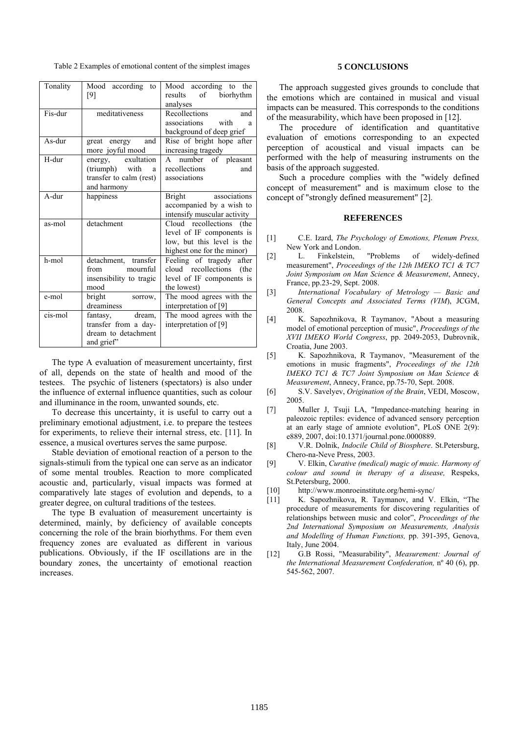Table 2 Examples of emotional content of the simplest images

| Tonality | Mood according to [9] | Mood according to the results of biorhythm analyses |
|---|---|---|
| Fis-dur | meditativeness | Recollections and associations with a background of deep grief |
| As-dur | great energy and more joyful mood | Rise of bright hope after increasing tragedy |
| H-dur | energy, exultation (triumph) with a transfer to calm (rest) and harmony | A number of pleasant recollections and associations |
| A-dur | happiness | Bright associations accompanied by a wish to intensify muscular activity |
| as-mol | detachment | Cloud recollections (the level of IF components is low, but this level is the highest one for the minor) |
| h-mol | detachment, transfer from mournful insensibility to tragic mood | Feeling of tragedy after cloud recollections (the level of IF components is the lowest) |
| e-mol | bright sorrow, dreaminess | The mood agrees with the interpretation of [9] |
| cis-mol | fantasy, dream, transfer from a day-dream to detachment and grief" | The mood agrees with the interpretation of [9] |

The type A evaluation of measurement uncertainty, first of all, depends on the state of health and mood of the testees. The psychic of listeners (spectators) is also under the influence of external influence quantities, such as colour and illuminance in the room, unwanted sounds, etc.

To decrease this uncertainty, it is useful to carry out a preliminary emotional adjustment, i.e. to prepare the testees for experiments, to relieve their internal stress, etc. [11]. In essence, a musical overtures serves the same purpose.

Stable deviation of emotional reaction of a person to the signals-stimuli from the typical one can serve as an indicator of some mental troubles. Reaction to more complicated acoustic and, particularly, visual impacts was formed at comparatively late stages of evolution and depends, to a greater degree, on cultural traditions of the testees.

The type B evaluation of measurement uncertainty is determined, mainly, by deficiency of available concepts concerning the role of the brain biorhythms. For them even frequency zones are evaluated as different in various publications. Obviously, if the IF oscillations are in the boundary zones, the uncertainty of emotional reaction increases.

## 5 CONCLUSIONS

The approach suggested gives grounds to conclude that the emotions which are contained in musical and visual impacts can be measured. This corresponds to the conditions of the measurability, which have been proposed in [12].

The procedure of identification and quantitative evaluation of emotions corresponding to an expected perception of acoustical and visual impacts can be performed with the help of measuring instruments on the basis of the approach suggested.

Such a procedure complies with the "widely defined concept of measurement" and is maximum close to the concept of "strongly defined measurement" [2].

## REFERENCES

[1] C.E. Izard, *The Psychology of Emotions, Plenum Press,* New York and London.

[2] L. Finkelstein, "Problems of widely-defined measurement", *Proceedings of the 12th IMEKO TC1 & TC7 Joint Symposium on Man Science & Measurement*, Annecy, France, pp.23-29, Sept. 2008.

[3] *International Vocabulary of Metrology — Basic and General Concepts and Associated Terms (VIM)*, JCGM, 2008.

[4] K. Sapozhnikova, R Taymanov, "About a measuring model of emotional perception of music", *Proceedings of the XVII IMEKO World Congress*, pp. 2049-2053, Dubrovnik, Croatia, June 2003.

[5] K. Sapozhnikova, R Taymanov, "Measurement of the emotions in music fragments", *Proceedings of the 12th IMEKO TC1 & TC7 Joint Symposium on Man Science & Measurement*, Annecy, France, pp.75-70, Sept. 2008.

[6] S.V. Savelyev, *Origination of the Brain*, VEDI, Moscow, 2005.

[7] Muller J, Tsuji LA, "Impedance-matching hearing in paleozoic reptiles: evidence of advanced sensory perception at an early stage of amniote evolution", PLoS ONE 2(9): e889, 2007, doi:10.1371/journal.pone.0000889.

[8] V.R. Dolnik, *Indocile Child of Biosphere*. St.Petersburg, Chero-na-Neve Press, 2003.

[9] V. Elkin, *Curative (medical) magic of music. Harmony of colour and sound in therapy of a disease,* Respeks, St.Petersburg, 2000.

[10] http://www.monroeinstitute.org/hemi-sync/

[11] K. Sapozhnikova, R. Taymanov, and V. Elkin, "The procedure of measurements for discovering regularities of relationships between music and color", *Proceedings of the 2nd International Symposium on Measurements, Analysis and Modelling of Human Functions,* pp. 391-395, Genova, Italy, June 2004.

[12] G.B Rossi, "Measurability", *Measurement: Journal of the International Measurement Confederation,* nº 40 (6), pp. 545-562, 2007.